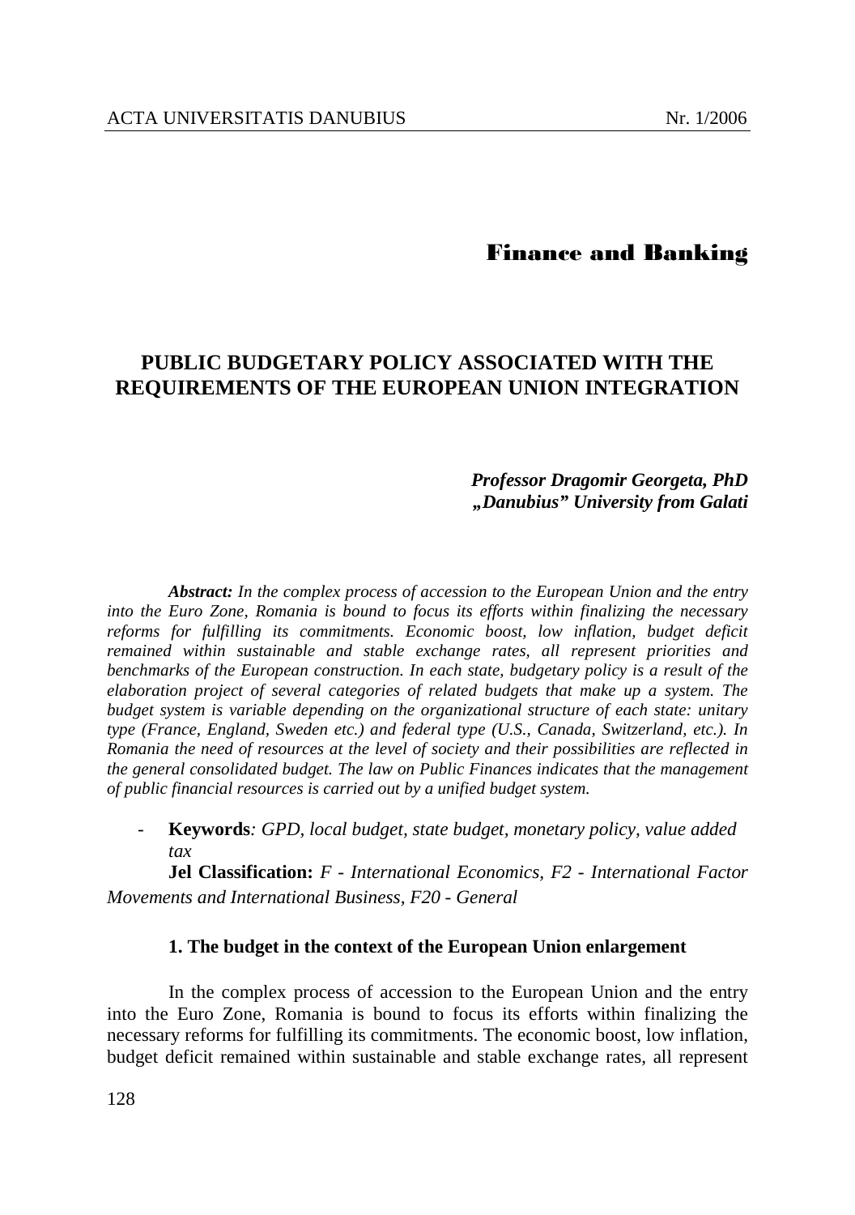## Finance and Banking

# PUBLIC BUDGETARY POLICY ASSOCIATED WITH THE REQUIREMENTS OF THE EUROPEAN UNION INTEGRATION

***Professor Dragomir Georgeta, PhD***
***„Danubius" University from Galati***

***Abstract:*** *In the complex process of accession to the European Union and the entry into the Euro Zone, Romania is bound to focus its efforts within finalizing the necessary reforms for fulfilling its commitments. Economic boost, low inflation, budget deficit remained within sustainable and stable exchange rates, all represent priorities and benchmarks of the European construction. In each state, budgetary policy is a result of the elaboration project of several categories of related budgets that make up a system. The budget system is variable depending on the organizational structure of each state: unitary type (France, England, Sweden etc.) and federal type (U.S., Canada, Switzerland, etc.). In Romania the need of resources at the level of society and their possibilities are reflected in the general consolidated budget. The law on Public Finances indicates that the management of public financial resources is carried out by a unified budget system.*

- **Keywords***: GPD, local budget, state budget, monetary policy, value added tax*

**Jel Classification:** *F - International Economics, F2 - International Factor Movements and International Business, F20 - General*

### 1. The budget in the context of the European Union enlargement

In the complex process of accession to the European Union and the entry into the Euro Zone, Romania is bound to focus its efforts within finalizing the necessary reforms for fulfilling its commitments. The economic boost, low inflation, budget deficit remained within sustainable and stable exchange rates, all represent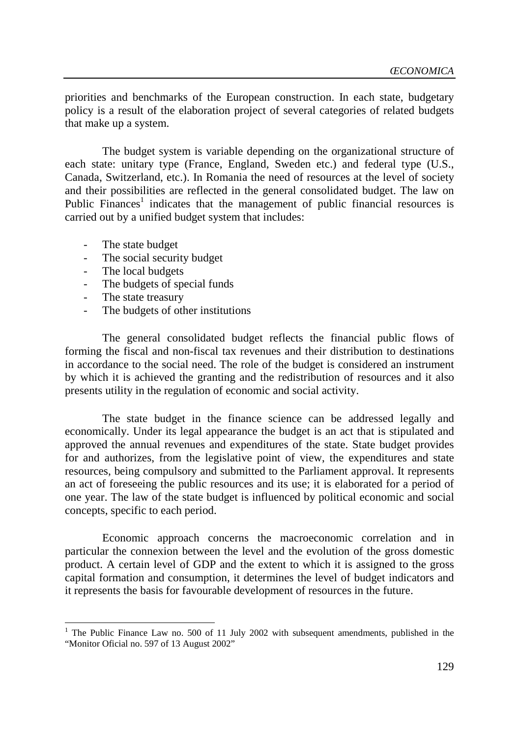priorities and benchmarks of the European construction. In each state, budgetary policy is a result of the elaboration project of several categories of related budgets that make up a system.

The budget system is variable depending on the organizational structure of each state: unitary type (France, England, Sweden etc.) and federal type (U.S., Canada, Switzerland, etc.). In Romania the need of resources at the level of society and their possibilities are reflected in the general consolidated budget. The law on Public Finances[1] indicates that the management of public financial resources is carried out by a unified budget system that includes:

- The state budget
- The social security budget
- The local budgets
- The budgets of special funds
- The state treasury
- The budgets of other institutions

The general consolidated budget reflects the financial public flows of forming the fiscal and non-fiscal tax revenues and their distribution to destinations in accordance to the social need. The role of the budget is considered an instrument by which it is achieved the granting and the redistribution of resources and it also presents utility in the regulation of economic and social activity.

The state budget in the finance science can be addressed legally and economically. Under its legal appearance the budget is an act that is stipulated and approved the annual revenues and expenditures of the state. State budget provides for and authorizes, from the legislative point of view, the expenditures and state resources, being compulsory and submitted to the Parliament approval. It represents an act of foreseeing the public resources and its use; it is elaborated for a period of one year. The law of the state budget is influenced by political economic and social concepts, specific to each period.

Economic approach concerns the macroeconomic correlation and in particular the connexion between the level and the evolution of the gross domestic product. A certain level of GDP and the extent to which it is assigned to the gross capital formation and consumption, it determines the level of budget indicators and it represents the basis for favourable development of resources in the future.

[1] The Public Finance Law no. 500 of 11 July 2002 with subsequent amendments, published in the "Monitor Oficial no. 597 of 13 August 2002"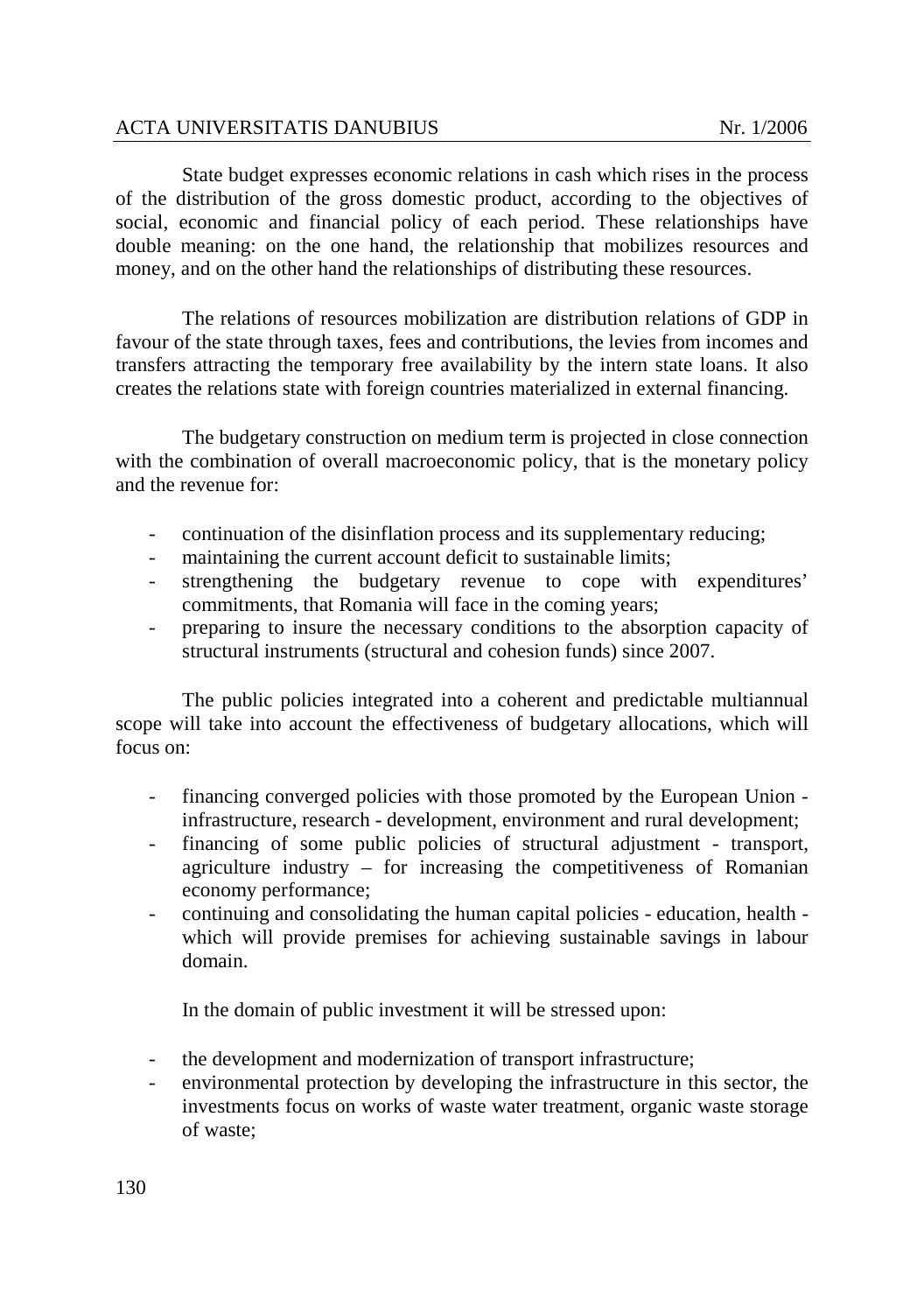State budget expresses economic relations in cash which rises in the process of the distribution of the gross domestic product, according to the objectives of social, economic and financial policy of each period. These relationships have double meaning: on the one hand, the relationship that mobilizes resources and money, and on the other hand the relationships of distributing these resources.

The relations of resources mobilization are distribution relations of GDP in favour of the state through taxes, fees and contributions, the levies from incomes and transfers attracting the temporary free availability by the intern state loans. It also creates the relations state with foreign countries materialized in external financing.

The budgetary construction on medium term is projected in close connection with the combination of overall macroeconomic policy, that is the monetary policy and the revenue for:

- continuation of the disinflation process and its supplementary reducing;
- maintaining the current account deficit to sustainable limits;
- strengthening the budgetary revenue to cope with expenditures' commitments, that Romania will face in the coming years;
- preparing to insure the necessary conditions to the absorption capacity of structural instruments (structural and cohesion funds) since 2007.

The public policies integrated into a coherent and predictable multiannual scope will take into account the effectiveness of budgetary allocations, which will focus on:

- financing converged policies with those promoted by the European Union - infrastructure, research - development, environment and rural development;
- financing of some public policies of structural adjustment - transport, agriculture industry – for increasing the competitiveness of Romanian economy performance;
- continuing and consolidating the human capital policies - education, health - which will provide premises for achieving sustainable savings in labour domain.

In the domain of public investment it will be stressed upon:

- the development and modernization of transport infrastructure;
- environmental protection by developing the infrastructure in this sector, the investments focus on works of waste water treatment, organic waste storage of waste;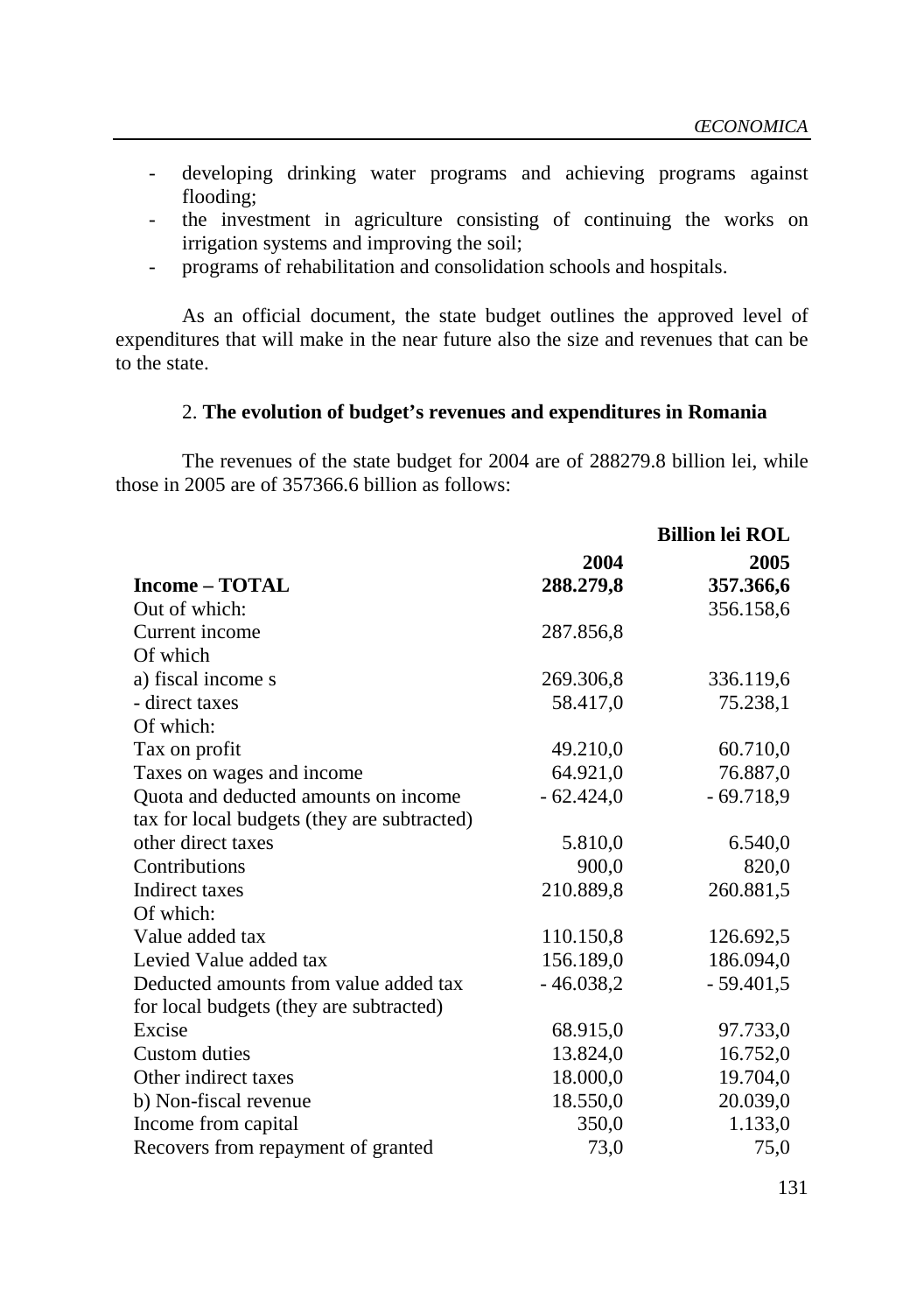- developing drinking water programs and achieving programs against flooding;
- the investment in agriculture consisting of continuing the works on irrigation systems and improving the soil;
- programs of rehabilitation and consolidation schools and hospitals.

As an official document, the state budget outlines the approved level of expenditures that will make in the near future also the size and revenues that can be to the state.

## 2. **The evolution of budget's revenues and expenditures in Romania**

The revenues of the state budget for 2004 are of 288279.8 billion lei, while those in 2005 are of 357366.6 billion as follows:

| | | **Billion lei ROL** |
|---|---|---|
| | **2004** | **2005** |
| **Income – TOTAL** | **288.279,8** | **357.366,6** |
| Out of which: | | 356.158,6 |
| Current income | 287.856,8 | |
| Of which | | |
| a) fiscal income s | 269.306,8 | 336.119,6 |
| - direct taxes | 58.417,0 | 75.238,1 |
| Of which: | | |
| Tax on profit | 49.210,0 | 60.710,0 |
| Taxes on wages and income | 64.921,0 | 76.887,0 |
| Quota and deducted amounts on income tax for local budgets (they are subtracted) | - 62.424,0 | - 69.718,9 |
| other direct taxes | 5.810,0 | 6.540,0 |
| Contributions | 900,0 | 820,0 |
| Indirect taxes | 210.889,8 | 260.881,5 |
| Of which: | | |
| Value added tax | 110.150,8 | 126.692,5 |
| Levied Value added tax | 156.189,0 | 186.094,0 |
| Deducted amounts from value added tax for local budgets (they are subtracted) | - 46.038,2 | - 59.401,5 |
| Excise | 68.915,0 | 97.733,0 |
| Custom duties | 13.824,0 | 16.752,0 |
| Other indirect taxes | 18.000,0 | 19.704,0 |
| b) Non-fiscal revenue | 18.550,0 | 20.039,0 |
| Income from capital | 350,0 | 1.133,0 |
| Recovers from repayment of granted | 73,0 | 75,0 |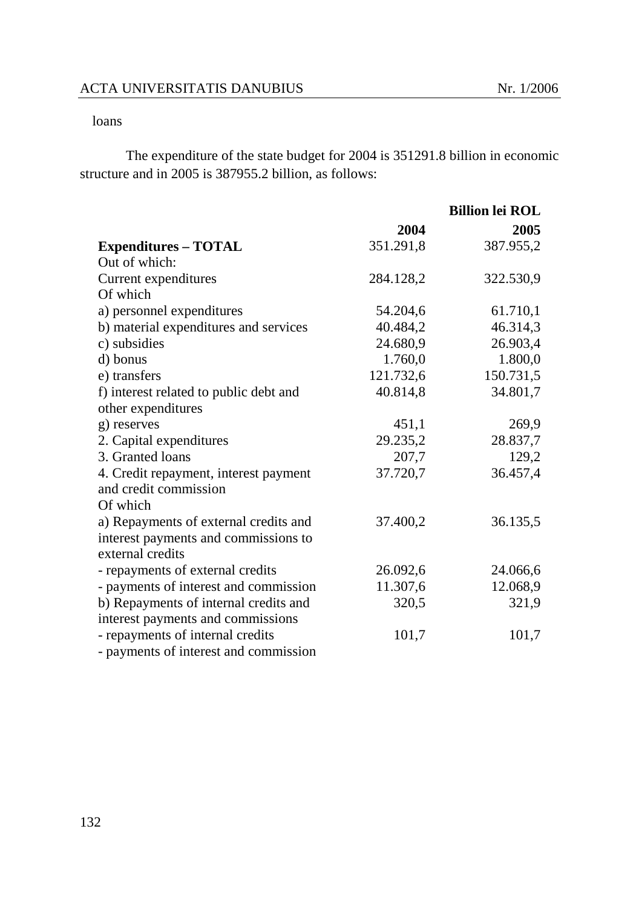loans

The expenditure of the state budget for 2004 is 351291.8 billion in economic structure and in 2005 is 387955.2 billion, as follows:

| | | **Billion lei ROL** |
|---|---|---|
| | **2004** | **2005** |
| **Expenditures – TOTAL** | 351.291,8 | 387.955,2 |
| Out of which: | | |
| Current expenditures | 284.128,2 | 322.530,9 |
| Of which | | |
| a) personnel expenditures | 54.204,6 | 61.710,1 |
| b) material expenditures and services | 40.484,2 | 46.314,3 |
| c) subsidies | 24.680,9 | 26.903,4 |
| d) bonus | 1.760,0 | 1.800,0 |
| e) transfers | 121.732,6 | 150.731,5 |
| f) interest related to public debt and other expenditures | 40.814,8 | 34.801,7 |
| g) reserves | 451,1 | 269,9 |
| 2. Capital expenditures | 29.235,2 | 28.837,7 |
| 3. Granted loans | 207,7 | 129,2 |
| 4. Credit repayment, interest payment and credit commission | 37.720,7 | 36.457,4 |
| Of which | | |
| a) Repayments of external credits and interest payments and commissions to external credits | 37.400,2 | 36.135,5 |
| - repayments of external credits | 26.092,6 | 24.066,6 |
| - payments of interest and commission | 11.307,6 | 12.068,9 |
| b) Repayments of internal credits and interest payments and commissions | 320,5 | 321,9 |
| - repayments of internal credits | 101,7 | 101,7 |
| - payments of interest and commission | | |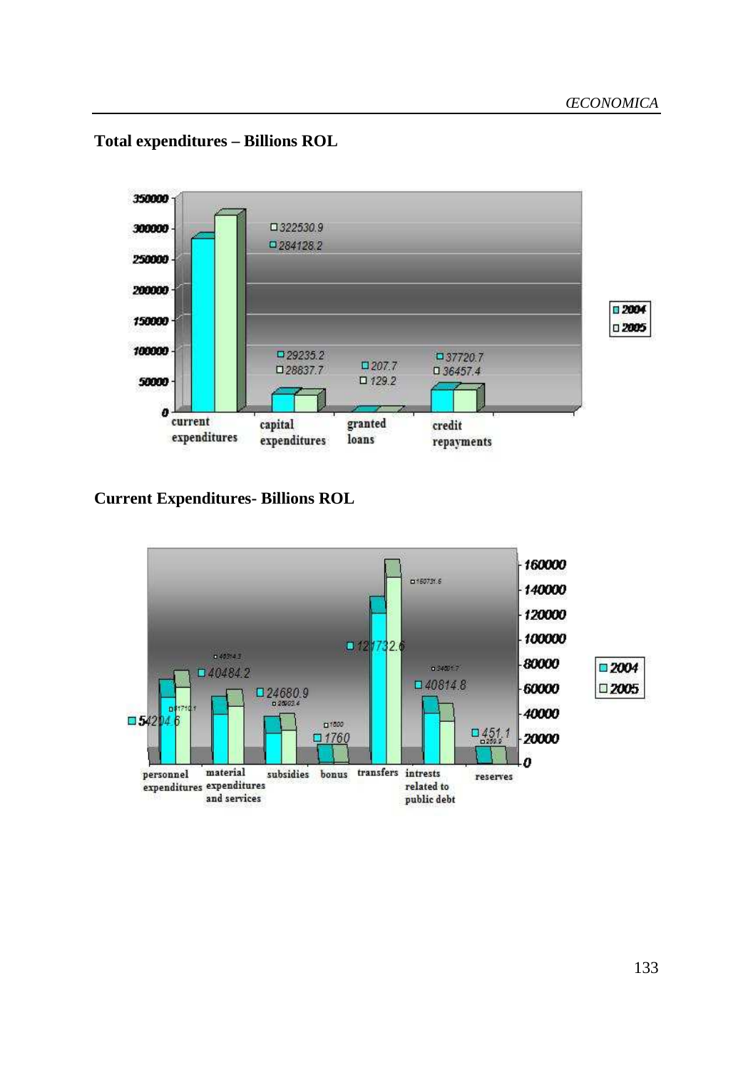**Total expenditures – Billions ROL**

| | 2004 | 2005 |
|---|---|---|
| current expenditures | 284128.2 | 322530.9 |
| capital expenditures | 29235.2 | 28837.7 |
| granted loans | 207.7 | 129.2 |
| credit repayments | 37720.7 | 36457.4 |

**Current Expenditures- Billions ROL**

| | 2004 | 2005 |
|---|---|---|
| personnel expenditures | 54204.6 | 61710.1 |
| material expenditures and services | 40484.2 | 46314.3 |
| subsidies | 24680.9 | 26903.4 |
| bonus | 1760 | 1800 |
| transfers | 121732.6 | 150731.6 |
| intrests related to public debt | 40814.8 | 34601.7 |
| reserves | 451.1 | 259.9 |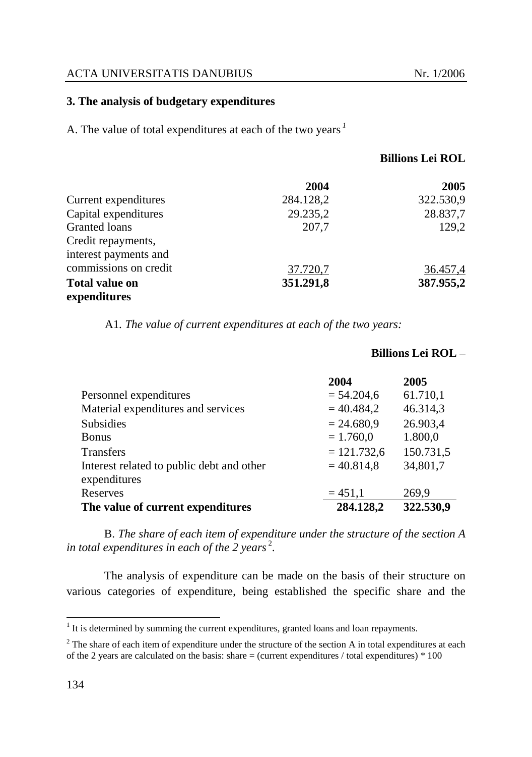## 3. The analysis of budgetary expenditures

A. The value of total expenditures at each of the two years [1]

**Billions Lei ROL**

| | 2004 | 2005 |
|---|---|---|
| Current expenditures | 284.128,2 | 322.530,9 |
| Capital expenditures | 29.235,2 | 28.837,7 |
| Granted loans | 207,7 | 129,2 |
| Credit repayments, interest payments and commissions on credit | 37.720,7 | 36.457,4 |
| **Total value on expenditures** | **351.291,8** | **387.955,2** |

A1. *The value of current expenditures at each of the two years:*

**Billions Lei ROL** –

| | 2004 | 2005 |
|---|---|---|
| Personnel expenditures | = 54.204,6 | 61.710,1 |
| Material expenditures and services | = 40.484,2 | 46.314,3 |
| Subsidies | = 24.680,9 | 26.903,4 |
| Bonus | = 1.760,0 | 1.800,0 |
| Transfers | = 121.732,6 | 150.731,5 |
| Interest related to public debt and other expenditures | = 40.814,8 | 34,801,7 |
| Reserves | = 451,1 | 269,9 |
| **The value of current expenditures** | **284.128,2** | **322.530,9** |

B. *The share of each item of expenditure under the structure of the section A in total expenditures in each of the 2 years* [2].

The analysis of expenditure can be made on the basis of their structure on various categories of expenditure, being established the specific share and the

---

[1] It is determined by summing the current expenditures, granted loans and loan repayments.

[2] The share of each item of expenditure under the structure of the section A in total expenditures at each of the 2 years are calculated on the basis: share = (current expenditures / total expenditures) * 100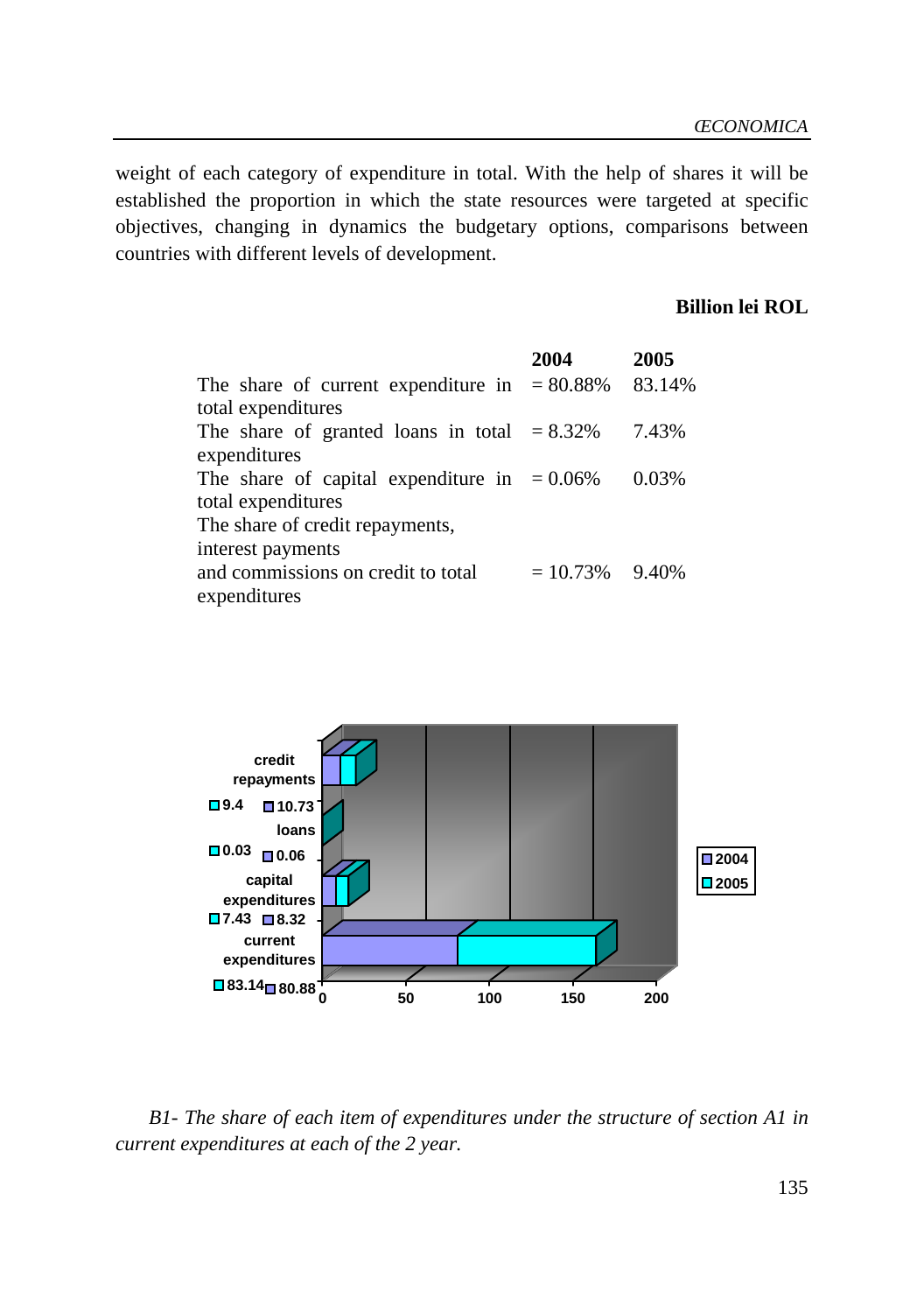weight of each category of expenditure in total. With the help of shares it will be established the proportion in which the state resources were targeted at specific objectives, changing in dynamics the budgetary options, comparisons between countries with different levels of development.

**Billion lei ROL**

| | 2004 | 2005 |
|---|---|---|
| The share of current expenditure in total expenditures | = 80.88% | 83.14% |
| The share of granted loans in total expenditures | = 8.32% | 7.43% |
| The share of capital expenditure in total expenditures | = 0.06% | 0.03% |
| The share of credit repayments, interest payments and commissions on credit to total expenditures | = 10.73% | 9.40% |

*B1- The share of each item of expenditures under the structure of section A1 in current expenditures at each of the 2 year.*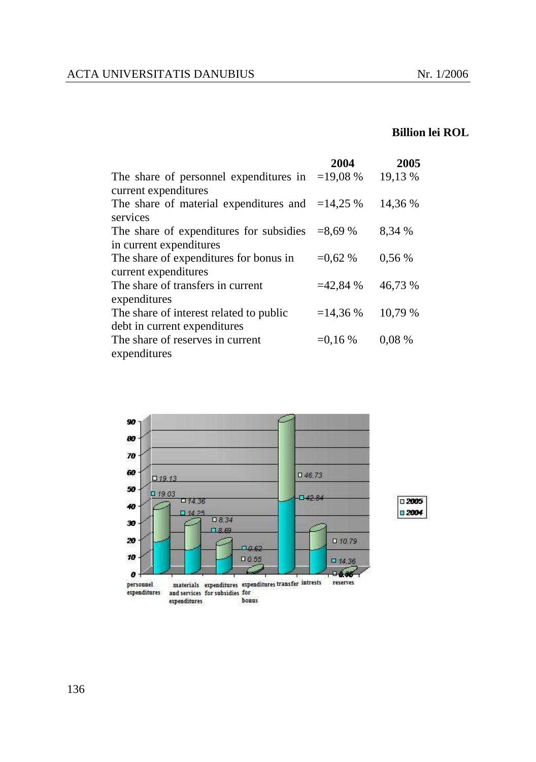**Billion lei ROL**

| | 2004 | 2005 |
|---|---|---|
| The share of personnel expenditures in current expenditures | =19,08 % | 19,13 % |
| The share of material expenditures and services | =14,25 % | 14,36 % |
| The share of expenditures for subsidies in current expenditures | =8,69 % | 8,34 % |
| The share of expenditures for bonus in current expenditures | =0,62 % | 0,56 % |
| The share of transfers in current expenditures | =42,84 % | 46,73 % |
| The share of interest related to public debt in current expenditures | =14,36 % | 10,79 % |
| The share of reserves in current expenditures | =0,16 % | 0,08 % |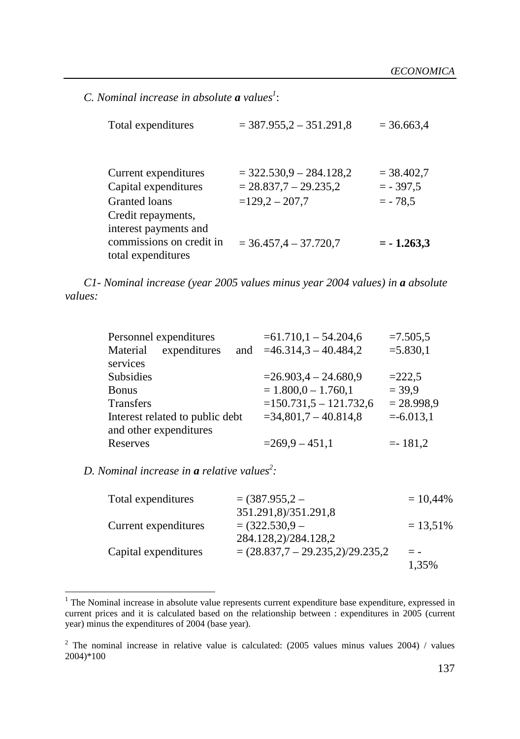*C. Nominal increase in absolute **a** values*[1]:

| | | |
|---|---|---|
| Total expenditures | = 387.955,2 – 351.291,8 | = 36.663,4 |
| Current expenditures | = 322.530,9 – 284.128,2 | = 38.402,7 |
| Capital expenditures | = 28.837,7 – 29.235,2 | = - 397,5 |
| Granted loans | =129,2 – 207,7 | = - 78,5 |
| Credit repayments, interest payments and commissions on credit in total expenditures | = 36.457,4 – 37.720,7 | **= - 1.263,3** |

*C1- Nominal increase (year 2005 values minus year 2004 values) in **a** absolute values:*

| | | |
|---|---|---|
| Personnel expenditures | =61.710,1 – 54.204,6 | =7.505,5 |
| Material expenditures and services | =46.314,3 – 40.484,2 | =5.830,1 |
| Subsidies | =26.903,4 – 24.680,9 | =222,5 |
| Bonus | = 1.800,0 – 1.760,1 | = 39,9 |
| Transfers | =150.731,5 – 121.732,6 | = 28.998,9 |
| Interest related to public debt and other expenditures | =34,801,7 – 40.814,8 | =-6.013,1 |
| Reserves | =269,9 – 451,1 | =- 181,2 |

*D. Nominal increase in **a** relative values*[2]*:*

| | | |
|---|---|---|
| Total expenditures | = (387.955,2 – 351.291,8)/351.291,8 | = 10,44% |
| Current expenditures | = (322.530,9 – 284.128,2)/284.128,2 | = 13,51% |
| Capital expenditures | = (28.837,7 – 29.235,2)/29.235,2 | = - 1,35% |

---

[1] The Nominal increase in absolute value represents current expenditure base expenditure, expressed in current prices and it is calculated based on the relationship between : expenditures in 2005 (current year) minus the expenditures of 2004 (base year).

[2] The nominal increase in relative value is calculated: (2005 values minus values 2004) / values 2004)*100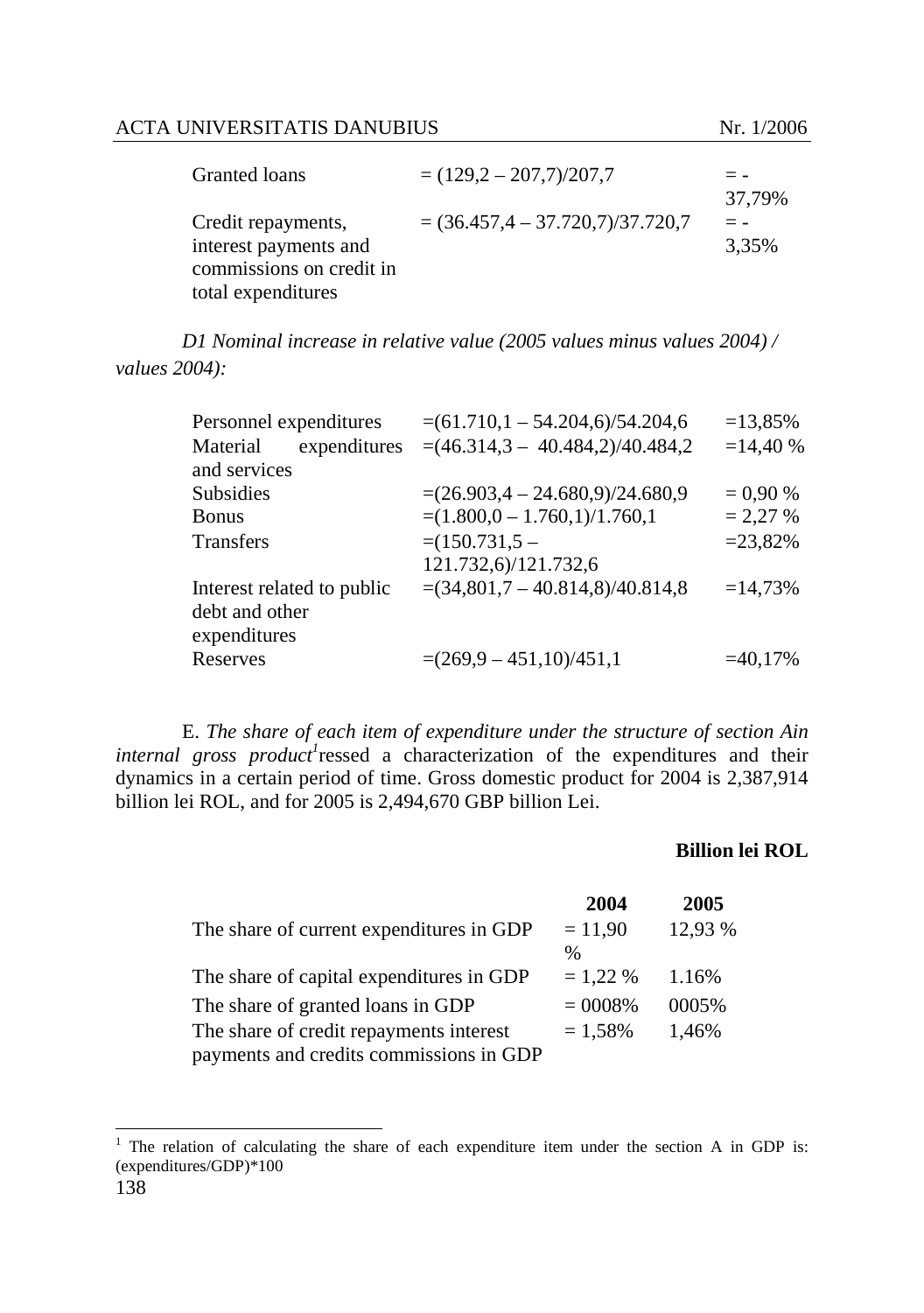| | | |
|---|---|---|
| Granted loans | = (129,2 – 207,7)/207,7 | = -37,79% |
| Credit repayments, interest payments and commissions on credit in total expenditures | = (36.457,4 – 37.720,7)/37.720,7 | = -3,35% |

*D1 Nominal increase in relative value (2005 values minus values 2004) / values 2004):*

| | | |
|---|---|---|
| Personnel expenditures | =(61.710,1 – 54.204,6)/54.204,6 | =13,85% |
| Material expenditures and services | =(46.314,3 – 40.484,2)/40.484,2 | =14,40 % |
| Subsidies | =(26.903,4 – 24.680,9)/24.680,9 | = 0,90 % |
| Bonus | =(1.800,0 – 1.760,1)/1.760,1 | = 2,27 % |
| Transfers | =(150.731,5 – 121.732,6)/121.732,6 | =23,82% |
| Interest related to public debt and other expenditures | =(34,801,7 – 40.814,8)/40.814,8 | =14,73% |
| Reserves | =(269,9 – 451,10)/451,1 | =40,17% |

E. *The share of each item of expenditure under the structure of section Ain internal gross product*[1]ressed a characterization of the expenditures and their dynamics in a certain period of time. Gross domestic product for 2004 is 2,387,914 billion lei ROL, and for 2005 is 2,494,670 GBP billion Lei.

**Billion lei ROL**

| | **2004** | **2005** |
|---|---|---|
| The share of current expenditures in GDP | = 11,90 % | 12,93 % |
| The share of capital expenditures in GDP | = 1,22 % | 1.16% |
| The share of granted loans in GDP | = 0008% | 0005% |
| The share of credit repayments interest payments and credits commissions in GDP | = 1,58% | 1,46% |

[1] The relation of calculating the share of each expenditure item under the section A in GDP is: (expenditures/GDP)*100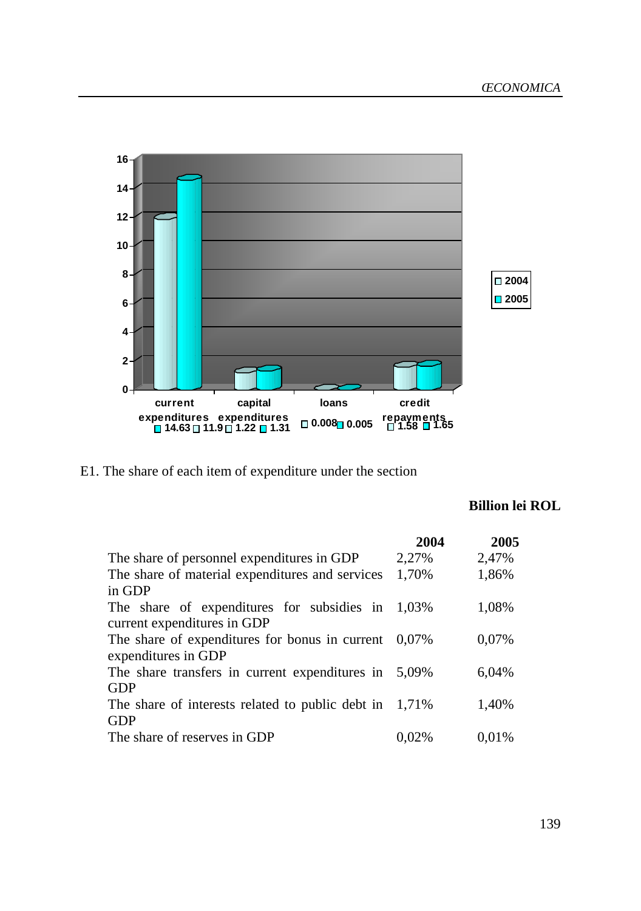| | 2004 | 2005 |
|---|---|---|
| current expenditures | 11.9 | 14.63 |
| capital expenditures | 1.22 | 1.31 |
| loans | 0.008 | 0.005 |
| credit repayments | 1.58 | 1.65 |

E1. The share of each item of expenditure under the section

**Billion lei ROL**

| | 2004 | 2005 |
|---|---|---|
| The share of personnel expenditures in GDP | 2,27% | 2,47% |
| The share of material expenditures and services in GDP | 1,70% | 1,86% |
| The share of expenditures for subsidies in current expenditures in GDP | 1,03% | 1,08% |
| The share of expenditures for bonus in current expenditures in GDP | 0,07% | 0,07% |
| The share transfers in current expenditures in GDP | 5,09% | 6,04% |
| The share of interests related to public debt in GDP | 1,71% | 1,40% |
| The share of reserves in GDP | 0,02% | 0,01% |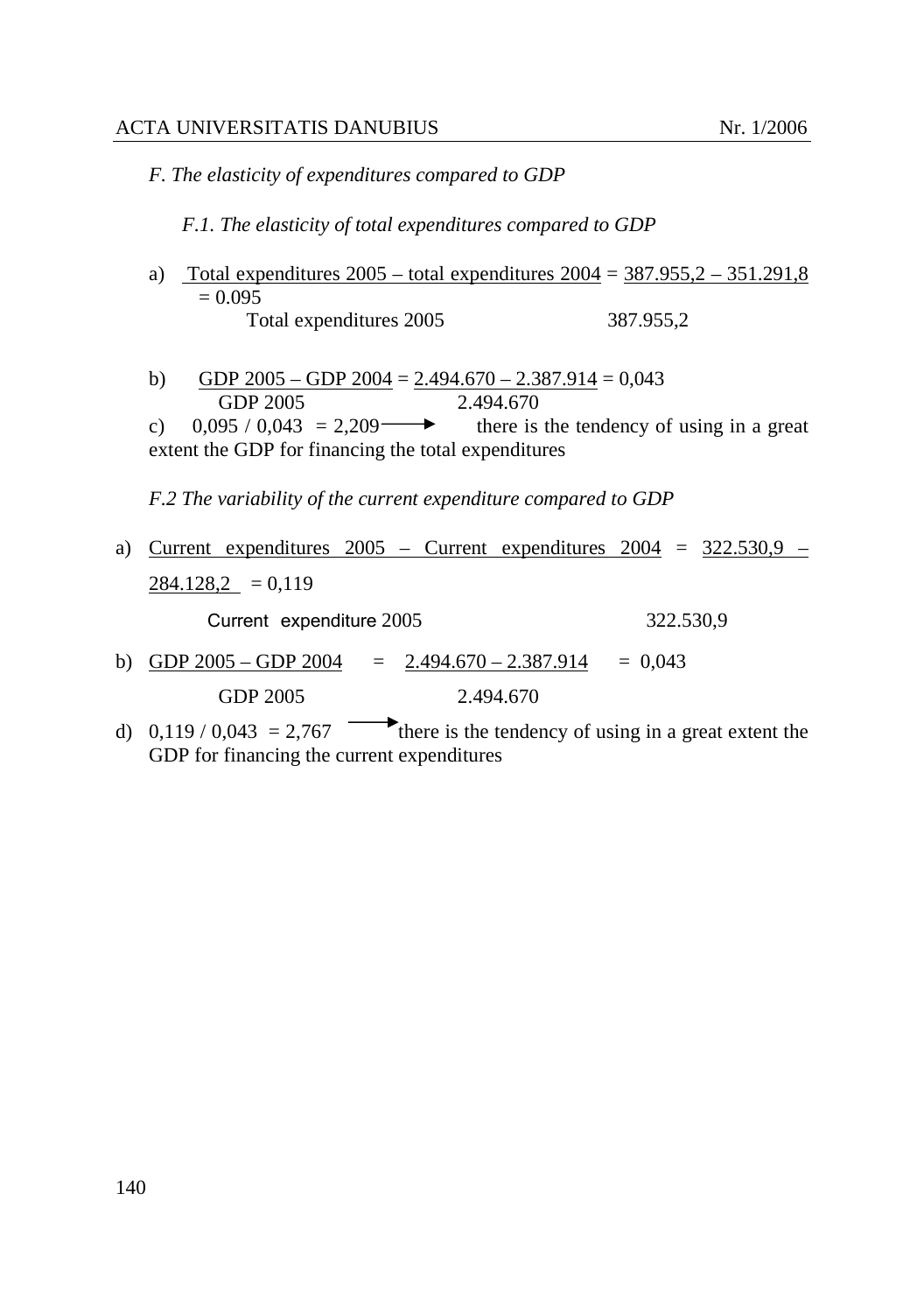*F. The elasticity of expenditures compared to GDP*

*F.1. The elasticity of total expenditures compared to GDP*

a) $\frac{\text{Total expenditures 2005 – total expenditures 2004}}{\text{Total expenditures 2005}} = \frac{387.955,2 – 351.291,8}{387.955,2} = 0.095$

b) $\frac{\text{GDP 2005 – GDP 2004}}{\text{GDP 2005}} = \frac{2.494.670 – 2.387.914}{2.494.670} = 0,043$

c) 0,095 / 0,043 = 2,209 → there is the tendency of using in a great extent the GDP for financing the total expenditures

*F.2 The variability of the current expenditure compared to GDP*

a) $\frac{\text{Current expenditures 2005 – Current expenditures 2004}}{\text{Current expenditure 2005}} = \frac{322.530,9 – 284.128,2}{322.530,9} = 0,119$

b) $\frac{\text{GDP 2005 – GDP 2004}}{\text{GDP 2005}} = \frac{2.494.670 – 2.387.914}{2.494.670} = 0,043$

d) 0,119 / 0,043 = 2,767 → there is the tendency of using in a great extent the GDP for financing the current expenditures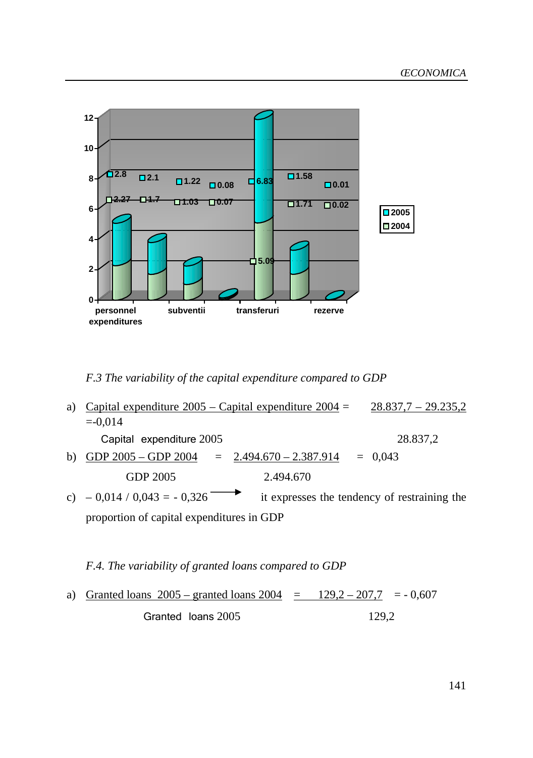F.3 *The variability of the capital expenditure compared to GDP*

a) $\frac{\text{Capital expenditure 2005} - \text{Capital expenditure 2004}}{\text{Capital expenditure 2005}} = \frac{28.837,7 - 29.235,2}{28.837,2} = -0,014$

b) $\frac{\text{GDP 2005} - \text{GDP 2004}}{\text{GDP 2005}} = \frac{2.494.670 - 2.387.914}{2.494.670} = 0,043$

c) $-0,014 / 0,043 = -0,326 \longrightarrow$ it expresses the tendency of restraining the proportion of capital expenditures in GDP

*F.4. The variability of granted loans compared to GDP*

a) $\frac{\text{Granted loans 2005} - \text{granted loans 2004}}{\text{Granted loans 2005}} = \frac{129,2 - 207,7}{129,2} = -0,607$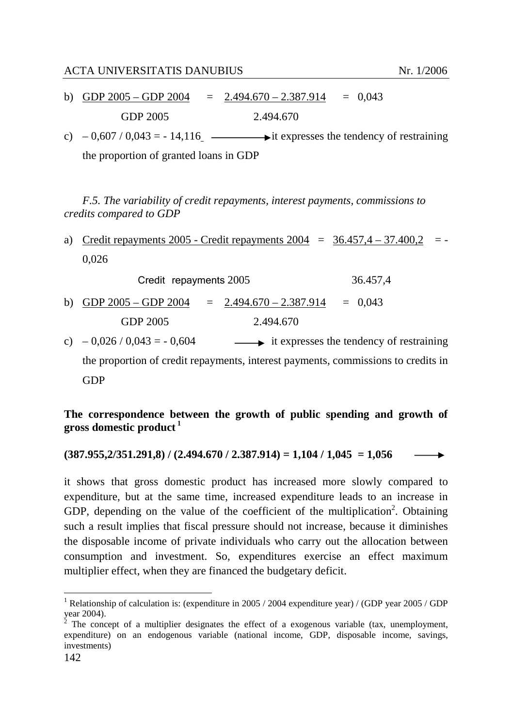b) $\frac{\text{GDP 2005 – GDP 2004}}{\text{GDP 2005}} = \frac{2.494.670 – 2.387.914}{2.494.670} = 0,043$

c) – 0,607 / 0,043 = - 14,116 ⟶ it expresses the tendency of restraining the proportion of granted loans in GDP

*F.5. The variability of credit repayments, interest payments, commissions to credits compared to GDP*

a) $\frac{\text{Credit repayments 2005 - Credit repayments 2004}}{\text{Credit repayments 2005}} = \frac{36.457,4 – 37.400,2}{36.457,4} = -0,026$

b) $\frac{\text{GDP 2005 – GDP 2004}}{\text{GDP 2005}} = \frac{2.494.670 – 2.387.914}{2.494.670} = 0,043$

c) – 0,026 / 0,043 = - 0,604 ⟶ it expresses the tendency of restraining the proportion of credit repayments, interest payments, commissions to credits in GDP

**The correspondence between the growth of public spending and growth of gross domestic product [1]**

**(387.955,2/351.291,8) / (2.494.670 / 2.387.914) = 1,104 / 1,045 = 1,056** ⟶

it shows that gross domestic product has increased more slowly compared to expenditure, but at the same time, increased expenditure leads to an increase in GDP, depending on the value of the coefficient of the multiplication[2]. Obtaining such a result implies that fiscal pressure should not increase, because it diminishes the disposable income of private individuals who carry out the allocation between consumption and investment. So, expenditures exercise an effect maximum multiplier effect, when they are financed the budgetary deficit.

[1] Relationship of calculation is: (expenditure in 2005 / 2004 expenditure year) / (GDP year 2005 / GDP year 2004).

[2] The concept of a multiplier designates the effect of a exogenous variable (tax, unemployment, expenditure) on an endogenous variable (national income, GDP, disposable income, savings, investments)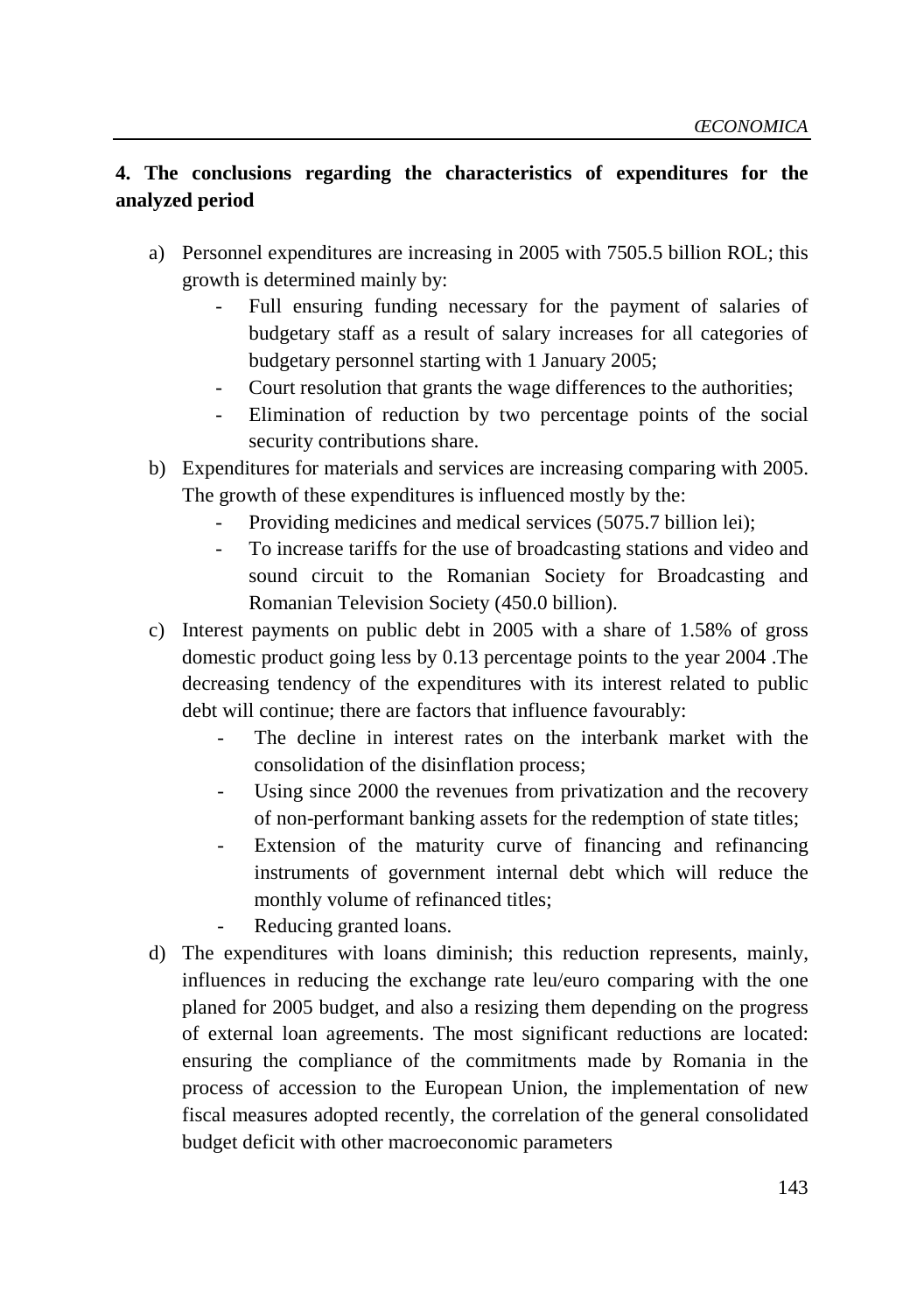## 4. The conclusions regarding the characteristics of expenditures for the analyzed period

a) Personnel expenditures are increasing in 2005 with 7505.5 billion ROL; this growth is determined mainly by:
   - Full ensuring funding necessary for the payment of salaries of budgetary staff as a result of salary increases for all categories of budgetary personnel starting with 1 January 2005;
   - Court resolution that grants the wage differences to the authorities;
   - Elimination of reduction by two percentage points of the social security contributions share.

b) Expenditures for materials and services are increasing comparing with 2005. The growth of these expenditures is influenced mostly by the:
   - Providing medicines and medical services (5075.7 billion lei);
   - To increase tariffs for the use of broadcasting stations and video and sound circuit to the Romanian Society for Broadcasting and Romanian Television Society (450.0 billion).

c) Interest payments on public debt in 2005 with a share of 1.58% of gross domestic product going less by 0.13 percentage points to the year 2004 .The decreasing tendency of the expenditures with its interest related to public debt will continue; there are factors that influence favourably:
   - The decline in interest rates on the interbank market with the consolidation of the disinflation process;
   - Using since 2000 the revenues from privatization and the recovery of non-performant banking assets for the redemption of state titles;
   - Extension of the maturity curve of financing and refinancing instruments of government internal debt which will reduce the monthly volume of refinanced titles;
   - Reducing granted loans.

d) The expenditures with loans diminish; this reduction represents, mainly, influences in reducing the exchange rate leu/euro comparing with the one planed for 2005 budget, and also a resizing them depending on the progress of external loan agreements. The most significant reductions are located: ensuring the compliance of the commitments made by Romania in the process of accession to the European Union, the implementation of new fiscal measures adopted recently, the correlation of the general consolidated budget deficit with other macroeconomic parameters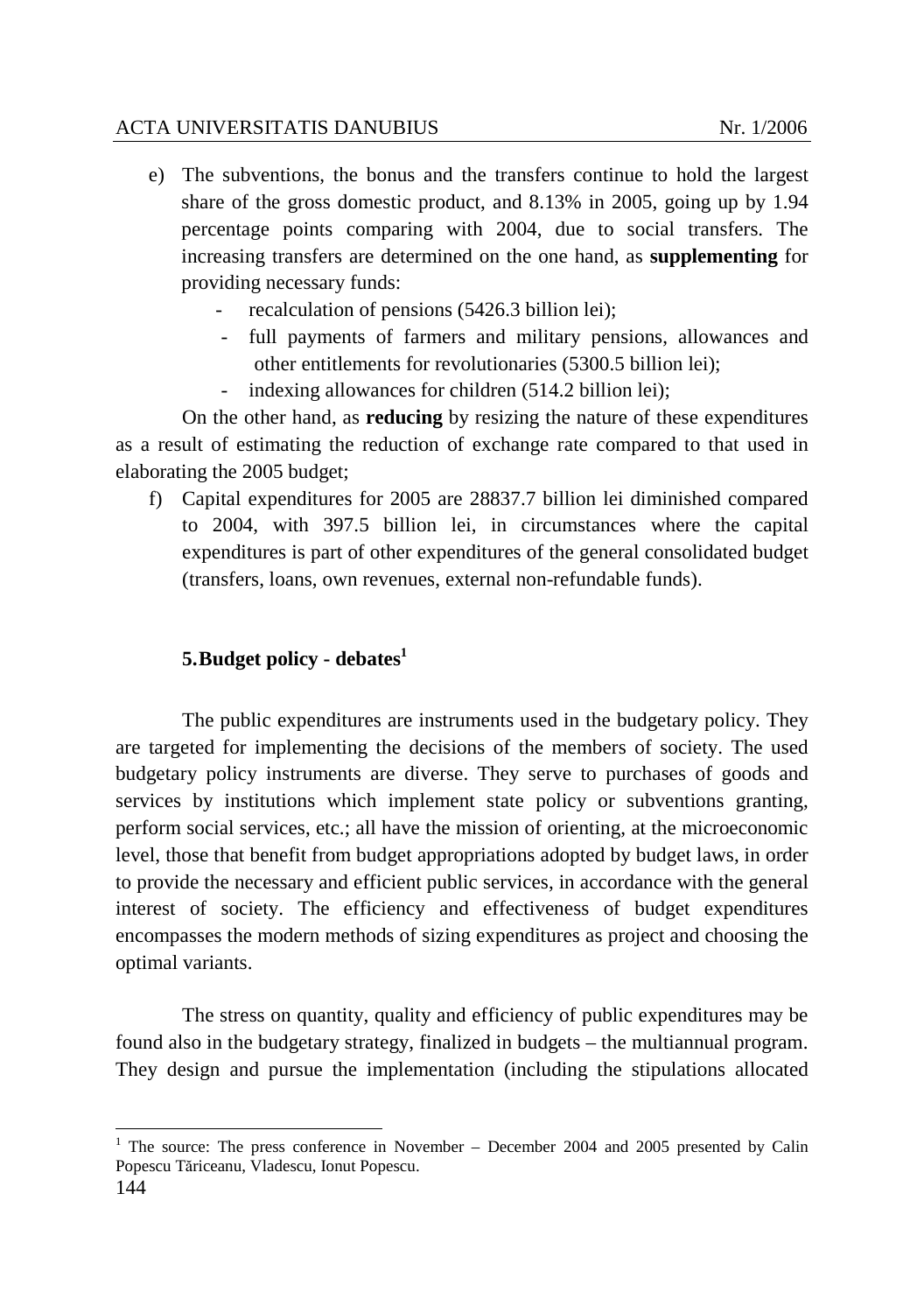e) The subventions, the bonus and the transfers continue to hold the largest share of the gross domestic product, and 8.13% in 2005, going up by 1.94 percentage points comparing with 2004, due to social transfers. The increasing transfers are determined on the one hand, as **supplementing** for providing necessary funds:

   - recalculation of pensions (5426.3 billion lei);
   - full payments of farmers and military pensions, allowances and other entitlements for revolutionaries (5300.5 billion lei);
   - indexing allowances for children (514.2 billion lei);

On the other hand, as **reducing** by resizing the nature of these expenditures as a result of estimating the reduction of exchange rate compared to that used in elaborating the 2005 budget;

f) Capital expenditures for 2005 are 28837.7 billion lei diminished compared to 2004, with 397.5 billion lei, in circumstances where the capital expenditures is part of other expenditures of the general consolidated budget (transfers, loans, own revenues, external non-refundable funds).

## 5. Budget policy - debates[1]

The public expenditures are instruments used in the budgetary policy. They are targeted for implementing the decisions of the members of society. The used budgetary policy instruments are diverse. They serve to purchases of goods and services by institutions which implement state policy or subventions granting, perform social services, etc.; all have the mission of orienting, at the microeconomic level, those that benefit from budget appropriations adopted by budget laws, in order to provide the necessary and efficient public services, in accordance with the general interest of society. The efficiency and effectiveness of budget expenditures encompasses the modern methods of sizing expenditures as project and choosing the optimal variants.

The stress on quantity, quality and efficiency of public expenditures may be found also in the budgetary strategy, finalized in budgets – the multiannual program. They design and pursue the implementation (including the stipulations allocated

[1] The source: The press conference in November – December 2004 and 2005 presented by Calin Popescu Tăriceanu, Vladescu, Ionut Popescu.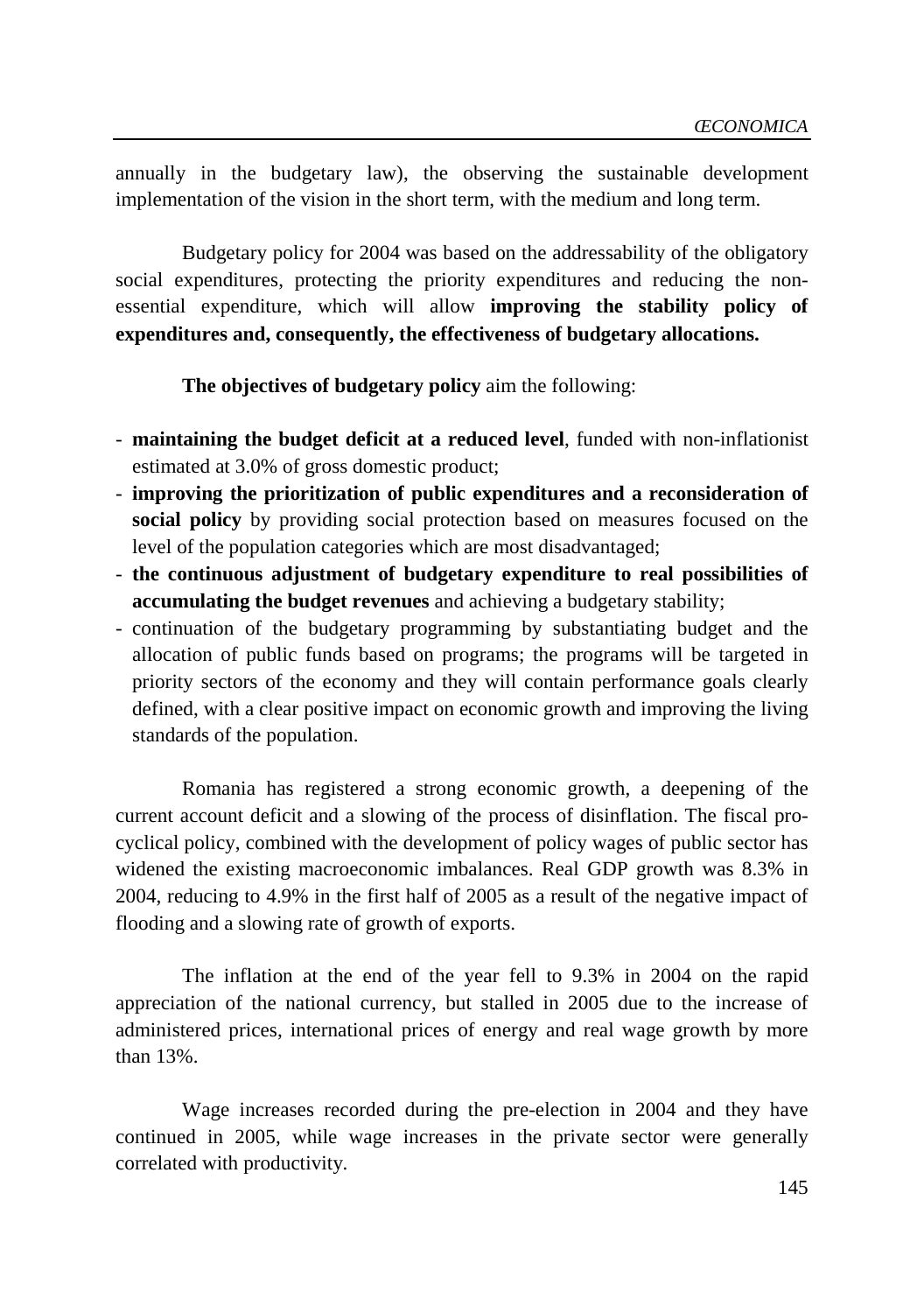annually in the budgetary law), the observing the sustainable development implementation of the vision in the short term, with the medium and long term.

Budgetary policy for 2004 was based on the addressability of the obligatory social expenditures, protecting the priority expenditures and reducing the non-essential expenditure, which will allow **improving the stability policy of expenditures and, consequently, the effectiveness of budgetary allocations.**

**The objectives of budgetary policy** aim the following:

- **maintaining the budget deficit at a reduced level**, funded with non-inflationist estimated at 3.0% of gross domestic product;
- **improving the prioritization of public expenditures and a reconsideration of social policy** by providing social protection based on measures focused on the level of the population categories which are most disadvantaged;
- **the continuous adjustment of budgetary expenditure to real possibilities of accumulating the budget revenues** and achieving a budgetary stability;
- continuation of the budgetary programming by substantiating budget and the allocation of public funds based on programs; the programs will be targeted in priority sectors of the economy and they will contain performance goals clearly defined, with a clear positive impact on economic growth and improving the living standards of the population.

Romania has registered a strong economic growth, a deepening of the current account deficit and a slowing of the process of disinflation. The fiscal pro-cyclical policy, combined with the development of policy wages of public sector has widened the existing macroeconomic imbalances. Real GDP growth was 8.3% in 2004, reducing to 4.9% in the first half of 2005 as a result of the negative impact of flooding and a slowing rate of growth of exports.

The inflation at the end of the year fell to 9.3% in 2004 on the rapid appreciation of the national currency, but stalled in 2005 due to the increase of administered prices, international prices of energy and real wage growth by more than 13%.

Wage increases recorded during the pre-election in 2004 and they have continued in 2005, while wage increases in the private sector were generally correlated with productivity.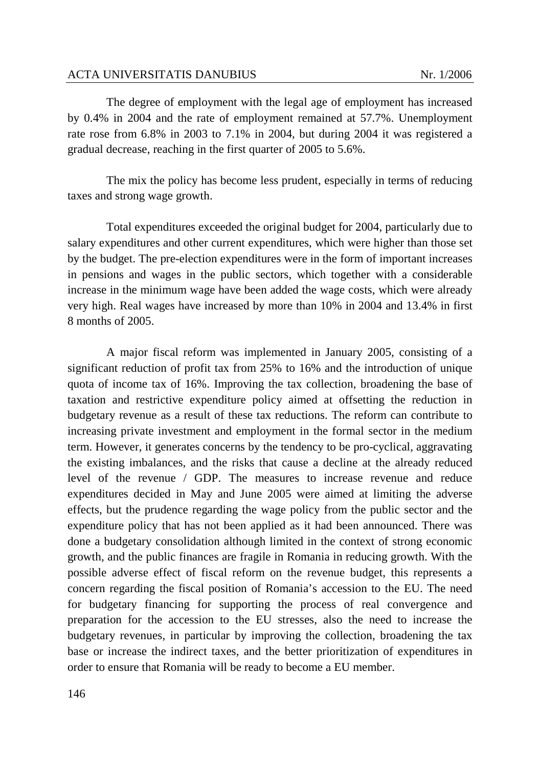The degree of employment with the legal age of employment has increased by 0.4% in 2004 and the rate of employment remained at 57.7%. Unemployment rate rose from 6.8% in 2003 to 7.1% in 2004, but during 2004 it was registered a gradual decrease, reaching in the first quarter of 2005 to 5.6%.

The mix the policy has become less prudent, especially in terms of reducing taxes and strong wage growth.

Total expenditures exceeded the original budget for 2004, particularly due to salary expenditures and other current expenditures, which were higher than those set by the budget. The pre-election expenditures were in the form of important increases in pensions and wages in the public sectors, which together with a considerable increase in the minimum wage have been added the wage costs, which were already very high. Real wages have increased by more than 10% in 2004 and 13.4% in first 8 months of 2005.

A major fiscal reform was implemented in January 2005, consisting of a significant reduction of profit tax from 25% to 16% and the introduction of unique quota of income tax of 16%. Improving the tax collection, broadening the base of taxation and restrictive expenditure policy aimed at offsetting the reduction in budgetary revenue as a result of these tax reductions. The reform can contribute to increasing private investment and employment in the formal sector in the medium term. However, it generates concerns by the tendency to be pro-cyclical, aggravating the existing imbalances, and the risks that cause a decline at the already reduced level of the revenue / GDP. The measures to increase revenue and reduce expenditures decided in May and June 2005 were aimed at limiting the adverse effects, but the prudence regarding the wage policy from the public sector and the expenditure policy that has not been applied as it had been announced. There was done a budgetary consolidation although limited in the context of strong economic growth, and the public finances are fragile in Romania in reducing growth. With the possible adverse effect of fiscal reform on the revenue budget, this represents a concern regarding the fiscal position of Romania's accession to the EU. The need for budgetary financing for supporting the process of real convergence and preparation for the accession to the EU stresses, also the need to increase the budgetary revenues, in particular by improving the collection, broadening the tax base or increase the indirect taxes, and the better prioritization of expenditures in order to ensure that Romania will be ready to become a EU member.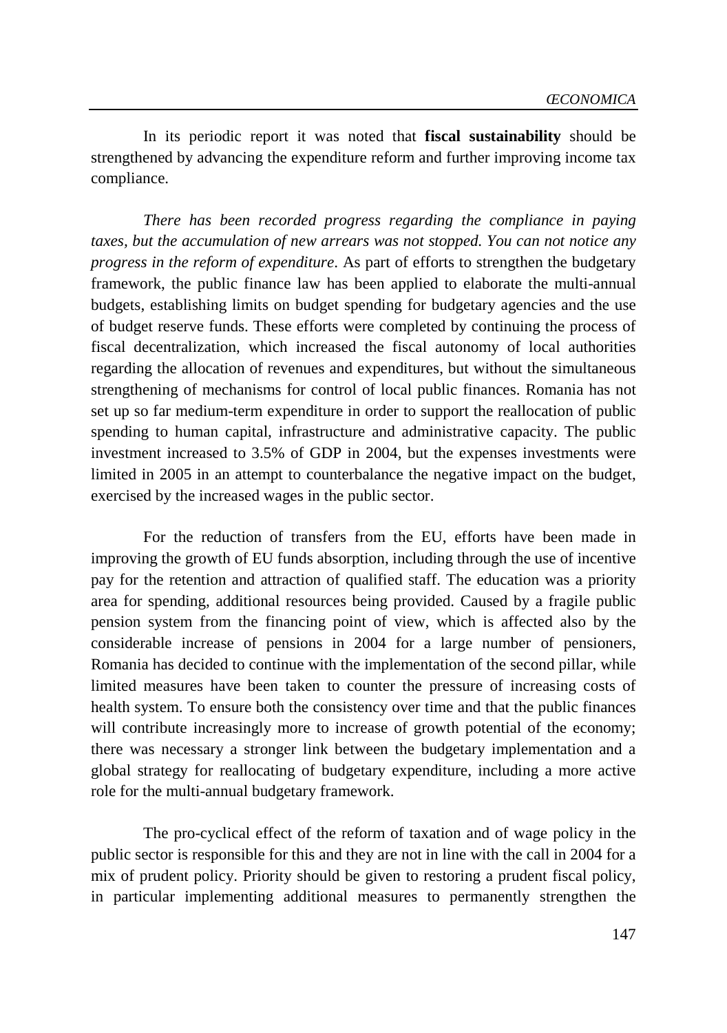In its periodic report it was noted that **fiscal sustainability** should be strengthened by advancing the expenditure reform and further improving income tax compliance.

*There has been recorded progress regarding the compliance in paying taxes, but the accumulation of new arrears was not stopped. You can not notice any progress in the reform of expenditure*. As part of efforts to strengthen the budgetary framework, the public finance law has been applied to elaborate the multi-annual budgets, establishing limits on budget spending for budgetary agencies and the use of budget reserve funds. These efforts were completed by continuing the process of fiscal decentralization, which increased the fiscal autonomy of local authorities regarding the allocation of revenues and expenditures, but without the simultaneous strengthening of mechanisms for control of local public finances. Romania has not set up so far medium-term expenditure in order to support the reallocation of public spending to human capital, infrastructure and administrative capacity. The public investment increased to 3.5% of GDP in 2004, but the expenses investments were limited in 2005 in an attempt to counterbalance the negative impact on the budget, exercised by the increased wages in the public sector.

For the reduction of transfers from the EU, efforts have been made in improving the growth of EU funds absorption, including through the use of incentive pay for the retention and attraction of qualified staff. The education was a priority area for spending, additional resources being provided. Caused by a fragile public pension system from the financing point of view, which is affected also by the considerable increase of pensions in 2004 for a large number of pensioners, Romania has decided to continue with the implementation of the second pillar, while limited measures have been taken to counter the pressure of increasing costs of health system. To ensure both the consistency over time and that the public finances will contribute increasingly more to increase of growth potential of the economy; there was necessary a stronger link between the budgetary implementation and a global strategy for reallocating of budgetary expenditure, including a more active role for the multi-annual budgetary framework.

The pro-cyclical effect of the reform of taxation and of wage policy in the public sector is responsible for this and they are not in line with the call in 2004 for a mix of prudent policy. Priority should be given to restoring a prudent fiscal policy, in particular implementing additional measures to permanently strengthen the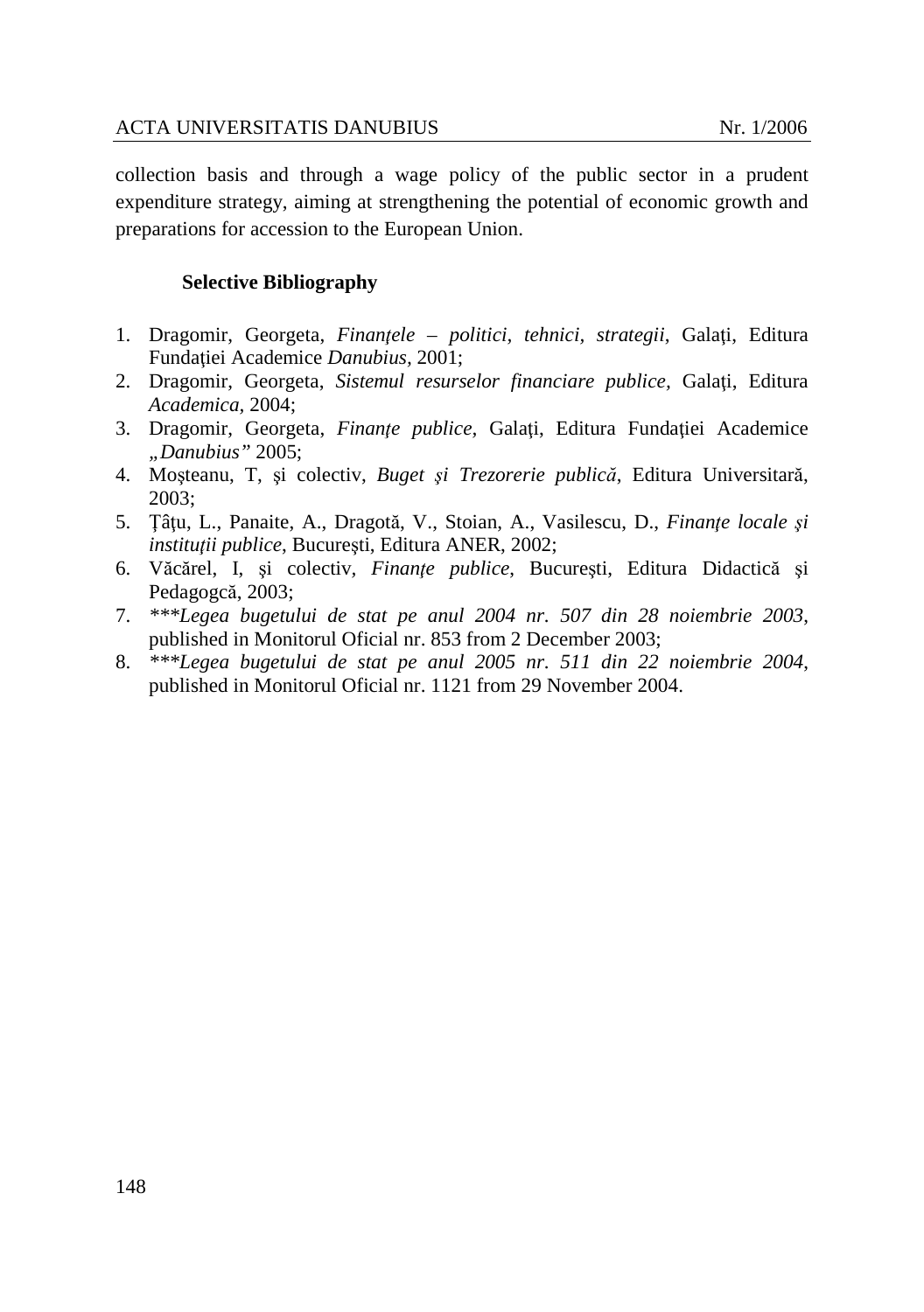collection basis and through a wage policy of the public sector in a prudent expenditure strategy, aiming at strengthening the potential of economic growth and preparations for accession to the European Union.

## Selective Bibliography

1. Dragomir, Georgeta, *Finanţele – politici, tehnici, strategii*, Galaţi, Editura Fundaţiei Academice *Danubius,* 2001;
2. Dragomir, Georgeta, *Sistemul resurselor financiare publice,* Galaţi, Editura *Academica,* 2004;
3. Dragomir, Georgeta, *Finanţe publice,* Galaţi, Editura Fundaţiei Academice *„Danubius"* 2005;
4. Moşteanu, T, şi colectiv, *Buget şi Trezorerie publică*, Editura Universitară, 2003;
5. Ţâţu, L., Panaite, A., Dragotă, V., Stoian, A., Vasilescu, D., *Finanţe locale şi instituţii publice*, Bucureşti, Editura ANER, 2002;
6. Văcărel, I, şi colectiv, *Finanţe publice,* Bucureşti, Editura Didactică şi Pedagogcă, 2003;
7. *\*\*\*Legea bugetului de stat pe anul 2004 nr. 507 din 28 noiembrie 2003,* published in Monitorul Oficial nr. 853 from 2 December 2003;
8. *\*\*\*Legea bugetului de stat pe anul 2005 nr. 511 din 22 noiembrie 2004*, published in Monitorul Oficial nr. 1121 from 29 November 2004.